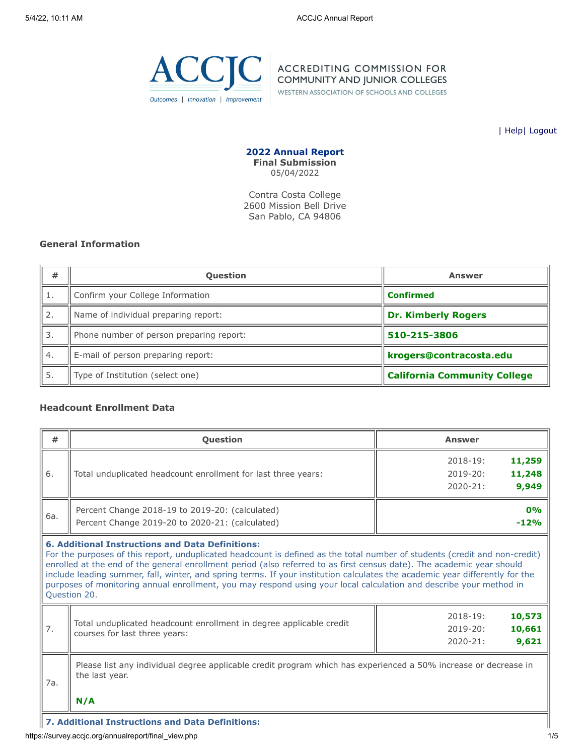ACCREDITING COMMISSION FOR COMMUNITY AND JUNIOR COLLEGES
WESTERN ASSOCIATION OF SCHOOLS AND COLLEGES

Outcomes | Innovation | Improvement

| Help| Logout

**2022 Annual Report**
**Final Submission**
05/04/2022

Contra Costa College
2600 Mission Bell Drive
San Pablo, CA 94806

### General Information

| # | Question | Answer |
|---|---|---|
| 1. | Confirm your College Information | **Confirmed** |
| 2. | Name of individual preparing report: | **Dr. Kimberly Rogers** |
| 3. | Phone number of person preparing report: | **510-215-3806** |
| 4. | E-mail of person preparing report: | **krogers@contracosta.edu** |
| 5. | Type of Institution (select one) | **California Community College** |

### Headcount Enrollment Data

| # | Question | Answer |
|---|---|---|
| 6. | Total unduplicated headcount enrollment for last three years: | 2018-19: **11,259**<br>2019-20: **11,248**<br>2020-21: **9,949** |
| 6a. | Percent Change 2018-19 to 2019-20: (calculated)<br>Percent Change 2019-20 to 2020-21: (calculated) | **0%**<br>**-12%** |

**6. Additional Instructions and Data Definitions:**
For the purposes of this report, unduplicated headcount is defined as the total number of students (credit and non-credit) enrolled at the end of the general enrollment period (also referred to as first census date). The academic year should include leading summer, fall, winter, and spring terms. If your institution calculates the academic year differently for the purposes of monitoring annual enrollment, you may respond using your local calculation and describe your method in Question 20.

| # | Question | Answer |
|---|---|---|
| 7. | Total unduplicated headcount enrollment in degree applicable credit courses for last three years: | 2018-19: **10,573**<br>2019-20: **10,661**<br>2020-21: **9,621** |
| 7a. | Please list any individual degree applicable credit program which has experienced a 50% increase or decrease in the last year.<br><br>**N/A** | |

**7. Additional Instructions and Data Definitions:**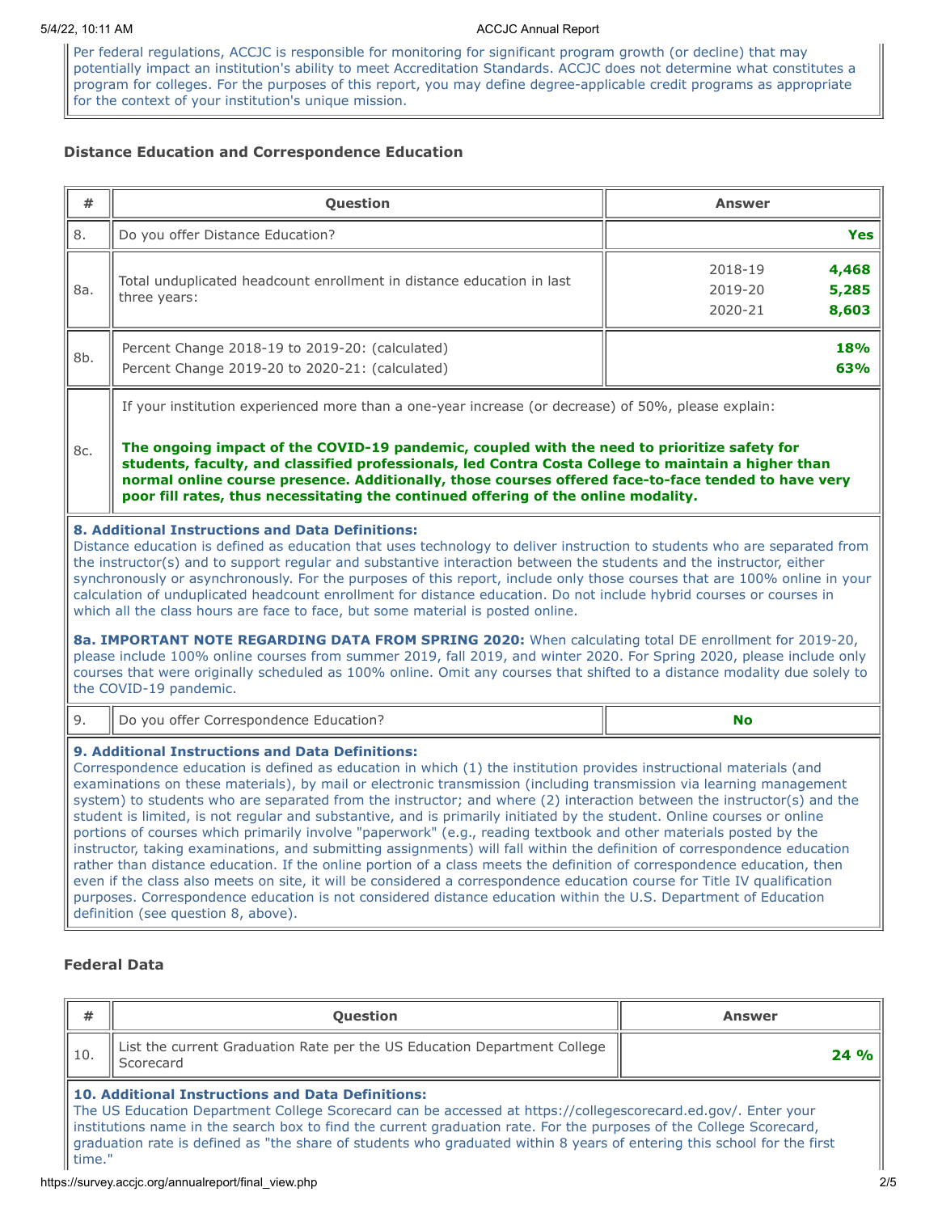Per federal regulations, ACCJC is responsible for monitoring for significant program growth (or decline) that may potentially impact an institution's ability to meet Accreditation Standards. ACCJC does not determine what constitutes a program for colleges. For the purposes of this report, you may define degree-applicable credit programs as appropriate for the context of your institution's unique mission.

### Distance Education and Correspondence Education

| # | Question | Answer |
|---|---|---|
| 8. | Do you offer Distance Education? | **Yes** |
| 8a. | Total unduplicated headcount enrollment in distance education in last three years: | 2018-19 **4,468**<br>2019-20 **5,285**<br>2020-21 **8,603** |
| 8b. | Percent Change 2018-19 to 2019-20: (calculated)<br>Percent Change 2019-20 to 2020-21: (calculated) | **18%**<br>**63%** |
| 8c. | If your institution experienced more than a one-year increase (or decrease) of 50%, please explain:<br><br>**The ongoing impact of the COVID-19 pandemic, coupled with the need to prioritize safety for students, faculty, and classified professionals, led Contra Costa College to maintain a higher than normal online course presence. Additionally, those courses offered face-to-face tended to have very poor fill rates, thus necessitating the continued offering of the online modality.** | |

**8. Additional Instructions and Data Definitions:**
Distance education is defined as education that uses technology to deliver instruction to students who are separated from the instructor(s) and to support regular and substantive interaction between the students and the instructor, either synchronously or asynchronously. For the purposes of this report, include only those courses that are 100% online in your calculation of unduplicated headcount enrollment for distance education. Do not include hybrid courses or courses in which all the class hours are face to face, but some material is posted online.

**8a. IMPORTANT NOTE REGARDING DATA FROM SPRING 2020:** When calculating total DE enrollment for 2019-20, please include 100% online courses from summer 2019, fall 2019, and winter 2020. For Spring 2020, please include only courses that were originally scheduled as 100% online. Omit any courses that shifted to a distance modality due solely to the COVID-19 pandemic.

| # | Question | Answer |
|---|---|---|
| 9. | Do you offer Correspondence Education? | **No** |

**9. Additional Instructions and Data Definitions:**
Correspondence education is defined as education in which (1) the institution provides instructional materials (and examinations on these materials), by mail or electronic transmission (including transmission via learning management system) to students who are separated from the instructor; and where (2) interaction between the instructor(s) and the student is limited, is not regular and substantive, and is primarily initiated by the student. Online courses or online portions of courses which primarily involve "paperwork" (e.g., reading textbook and other materials posted by the instructor, taking examinations, and submitting assignments) will fall within the definition of correspondence education rather than distance education. If the online portion of a class meets the definition of correspondence education, then even if the class also meets on site, it will be considered a correspondence education course for Title IV qualification purposes. Correspondence education is not considered distance education within the U.S. Department of Education definition (see question 8, above).

### Federal Data

| # | Question | Answer |
|---|---|---|
| 10. | List the current Graduation Rate per the US Education Department College Scorecard | **24 %** |

**10. Additional Instructions and Data Definitions:**
The US Education Department College Scorecard can be accessed at https://collegescorecard.ed.gov/. Enter your institutions name in the search box to find the current graduation rate. For the purposes of the College Scorecard, graduation rate is defined as "the share of students who graduated within 8 years of entering this school for the first time."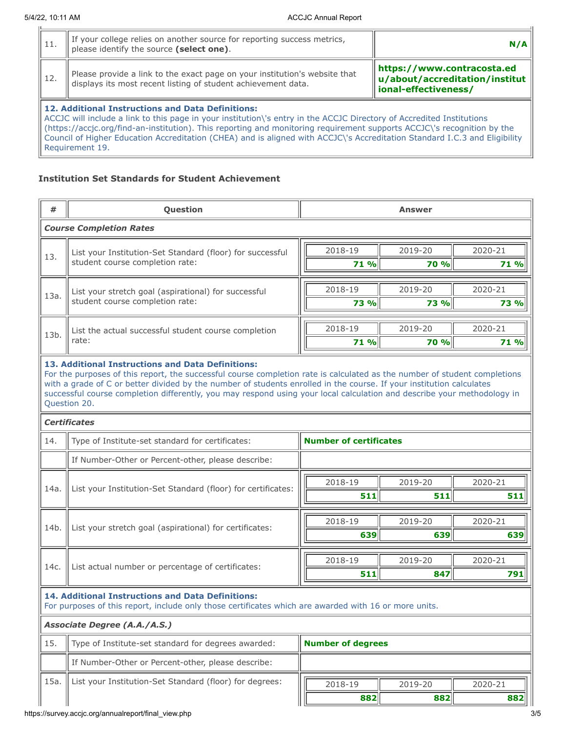| 11. | If your college relies on another source for reporting success metrics, please identify the source **(select one)**. | **N/A** |
|---|---|---|
| 12. | Please provide a link to the exact page on your institution's website that displays its most recent listing of student achievement data. | **https://www.contracosta.edu/about/accreditation/institutional-effectiveness/** |

**12. Additional Instructions and Data Definitions:**
ACCJC will include a link to this page in your institution\'s entry in the ACCJC Directory of Accredited Institutions (https://accjc.org/find-an-institution). This reporting and monitoring requirement supports ACCJC\'s recognition by the Council of Higher Education Accreditation (CHEA) and is aligned with ACCJC\'s Accreditation Standard I.C.3 and Eligibility Requirement 19.

### Institution Set Standards for Student Achievement

| # | Question | 2018-19 | 2019-20 | 2020-21 |
|---|---|---|---|---|
| | ***Course Completion Rates*** | | | |
| 13. | List your Institution-Set Standard (floor) for successful student course completion rate: | **71 %** | **70 %** | **71 %** |
| 13a. | List your stretch goal (aspirational) for successful student course completion rate: | **73 %** | **73 %** | **73 %** |
| 13b. | List the actual successful student course completion rate: | **71 %** | **70 %** | **71 %** |

**13. Additional Instructions and Data Definitions:**
For the purposes of this report, the successful course completion rate is calculated as the number of student completions with a grade of C or better divided by the number of students enrolled in the course. If your institution calculates successful course completion differently, you may respond using your local calculation and describe your methodology in Question 20.

| # | Question | Answer | | |
|---|---|---|---|---|
| | ***Certificates*** | | | |
| 14. | Type of Institute-set standard for certificates: | **Number of certificates** | | |
| | If Number-Other or Percent-other, please describe: | | | |
| | | 2018-19 | 2019-20 | 2020-21 |
| 14a. | List your Institution-Set Standard (floor) for certificates: | **511** | **511** | **511** |
| 14b. | List your stretch goal (aspirational) for certificates: | **639** | **639** | **639** |
| 14c. | List actual number or percentage of certificates: | **511** | **847** | **791** |

**14. Additional Instructions and Data Definitions:**
For purposes of this report, include only those certificates which are awarded with 16 or more units.

| # | Question | Answer | | |
|---|---|---|---|---|
| | ***Associate Degree (A.A./A.S.)*** | | | |
| 15. | Type of Institute-set standard for degrees awarded: | **Number of degrees** | | |
| | If Number-Other or Percent-other, please describe: | | | |
| | | 2018-19 | 2019-20 | 2020-21 |
| 15a. | List your Institution-Set Standard (floor) for degrees: | **882** | **882** | **882** |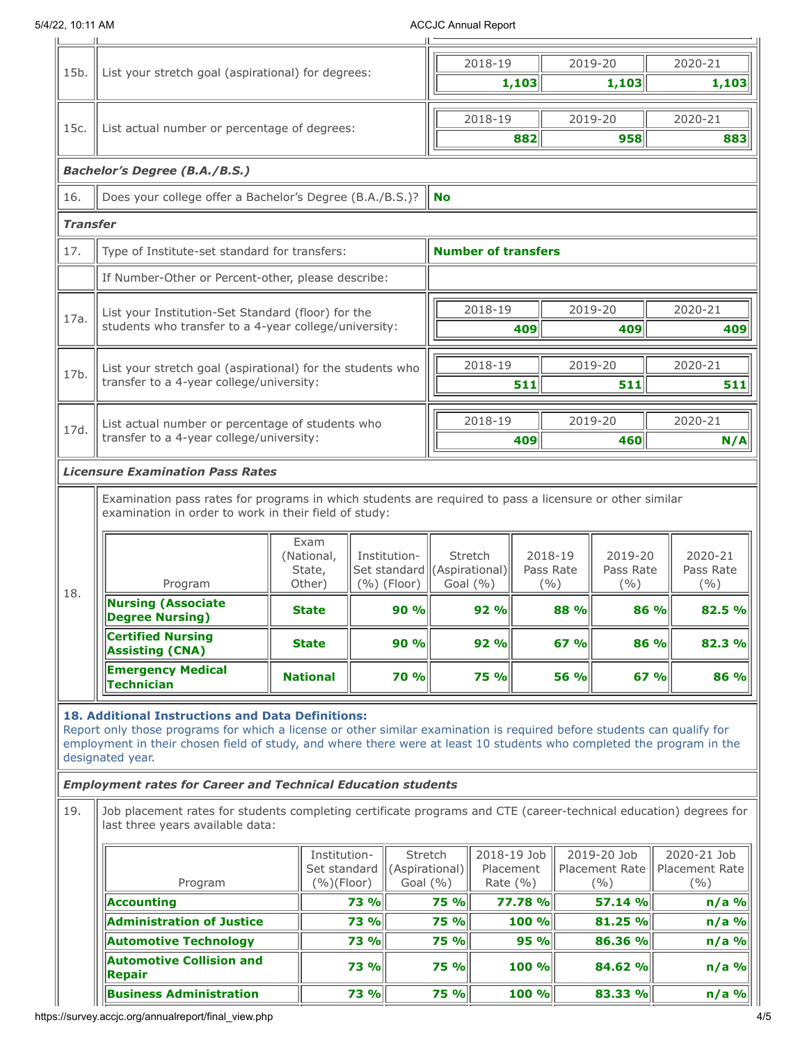| | | 2018-19 | 2019-20 | 2020-21 |
|---|---|---|---|---|
| 15b. | List your stretch goal (aspirational) for degrees: | **1,103** | **1,103** | **1,103** |
| 15c. | List actual number or percentage of degrees: | **882** | **958** | **883** |

***Bachelor's Degree (B.A./B.S.)***

| | | |
|---|---|---|
| 16. | Does your college offer a Bachelor's Degree (B.A./B.S.)? | **No** |

***Transfer***

| | | |
|---|---|---|
| 17. | Type of Institute-set standard for transfers: | **Number of transfers** |
| | If Number-Other or Percent-other, please describe: | |

| | | 2018-19 | 2019-20 | 2020-21 |
|---|---|---|---|---|
| 17a. | List your Institution-Set Standard (floor) for the students who transfer to a 4-year college/university: | **409** | **409** | **409** |
| 17b. | List your stretch goal (aspirational) for the students who transfer to a 4-year college/university: | **511** | **511** | **511** |
| 17d. | List actual number or percentage of students who transfer to a 4-year college/university: | **409** | **460** | **N/A** |

***Licensure Examination Pass Rates***

18. Examination pass rates for programs in which students are required to pass a licensure or other similar examination in order to work in their field of study:

| Program | Exam (National, State, Other) | Institution-Set standard (%) (Floor) | Stretch (Aspirational) Goal (%) | 2018-19 Pass Rate (%) | 2019-20 Pass Rate (%) | 2020-21 Pass Rate (%) |
|---|---|---|---|---|---|---|
| **Nursing (Associate Degree Nursing)** | **State** | **90 %** | **92 %** | **88 %** | **86 %** | **82.5 %** |
| **Certified Nursing Assisting (CNA)** | **State** | **90 %** | **92 %** | **67 %** | **86 %** | **82.3 %** |
| **Emergency Medical Technician** | **National** | **70 %** | **75 %** | **56 %** | **67 %** | **86 %** |

**18. Additional Instructions and Data Definitions:**
Report only those programs for which a license or other similar examination is required before students can qualify for employment in their chosen field of study, and where there were at least 10 students who completed the program in the designated year.

***Employment rates for Career and Technical Education students***

19. Job placement rates for students completing certificate programs and CTE (career-technical education) degrees for last three years available data:

| Program | Institution-Set standard (%)(Floor) | Stretch (Aspirational) Goal (%) | 2018-19 Job Placement Rate (%) | 2019-20 Job Placement Rate (%) | 2020-21 Job Placement Rate (%) |
|---|---|---|---|---|---|
| **Accounting** | **73 %** | **75 %** | **77.78 %** | **57.14 %** | **n/a %** |
| **Administration of Justice** | **73 %** | **75 %** | **100 %** | **81.25 %** | **n/a %** |
| **Automotive Technology** | **73 %** | **75 %** | **95 %** | **86.36 %** | **n/a %** |
| **Automotive Collision and Repair** | **73 %** | **75 %** | **100 %** | **84.62 %** | **n/a %** |
| **Business Administration** | **73 %** | **75 %** | **100 %** | **83.33 %** | **n/a %** |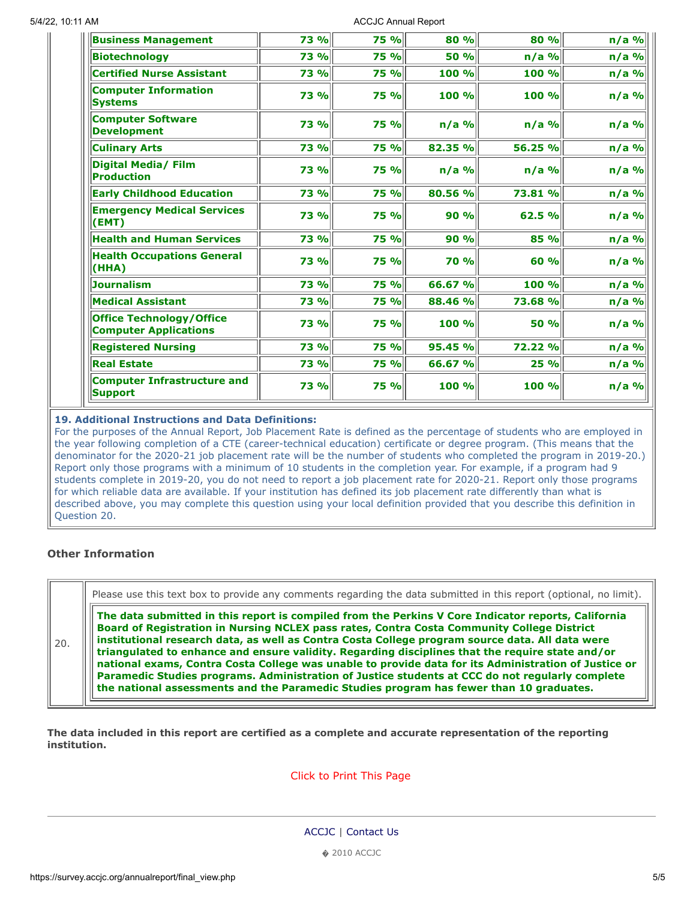| | | | | | |
|---|---|---|---|---|---|
| **Business Management** | **73 %** | **75 %** | **80 %** | **80 %** | **n/a %** |
| **Biotechnology** | **73 %** | **75 %** | **50 %** | **n/a %** | **n/a %** |
| **Certified Nurse Assistant** | **73 %** | **75 %** | **100 %** | **100 %** | **n/a %** |
| **Computer Information Systems** | **73 %** | **75 %** | **100 %** | **100 %** | **n/a %** |
| **Computer Software Development** | **73 %** | **75 %** | **n/a %** | **n/a %** | **n/a %** |
| **Culinary Arts** | **73 %** | **75 %** | **82.35 %** | **56.25 %** | **n/a %** |
| **Digital Media/ Film Production** | **73 %** | **75 %** | **n/a %** | **n/a %** | **n/a %** |
| **Early Childhood Education** | **73 %** | **75 %** | **80.56 %** | **73.81 %** | **n/a %** |
| **Emergency Medical Services (EMT)** | **73 %** | **75 %** | **90 %** | **62.5 %** | **n/a %** |
| **Health and Human Services** | **73 %** | **75 %** | **90 %** | **85 %** | **n/a %** |
| **Health Occupations General (HHA)** | **73 %** | **75 %** | **70 %** | **60 %** | **n/a %** |
| **Journalism** | **73 %** | **75 %** | **66.67 %** | **100 %** | **n/a %** |
| **Medical Assistant** | **73 %** | **75 %** | **88.46 %** | **73.68 %** | **n/a %** |
| **Office Technology/Office Computer Applications** | **73 %** | **75 %** | **100 %** | **50 %** | **n/a %** |
| **Registered Nursing** | **73 %** | **75 %** | **95.45 %** | **72.22 %** | **n/a %** |
| **Real Estate** | **73 %** | **75 %** | **66.67 %** | **25 %** | **n/a %** |
| **Computer Infrastructure and Support** | **73 %** | **75 %** | **100 %** | **100 %** | **n/a %** |

**19. Additional Instructions and Data Definitions:**
For the purposes of the Annual Report, Job Placement Rate is defined as the percentage of students who are employed in the year following completion of a CTE (career-technical education) certificate or degree program. (This means that the denominator for the 2020-21 job placement rate will be the number of students who completed the program in 2019-20.) Report only those programs with a minimum of 10 students in the completion year. For example, if a program had 9 students complete in 2019-20, you do not need to report a job placement rate for 2020-21. Report only those programs for which reliable data are available. If your institution has defined its job placement rate differently than what is described above, you may complete this question using your local definition provided that you describe this definition in Question 20.

### Other Information

20. Please use this text box to provide any comments regarding the data submitted in this report (optional, no limit).

**The data submitted in this report is compiled from the Perkins V Core Indicator reports, California Board of Registration in Nursing NCLEX pass rates, Contra Costa Community College District institutional research data, as well as Contra Costa College program source data. All data were triangulated to enhance and ensure validity. Regarding disciplines that the require state and/or national exams, Contra Costa College was unable to provide data for its Administration of Justice or Paramedic Studies programs. Administration of Justice students at CCC do not regularly complete the national assessments and the Paramedic Studies program has fewer than 10 graduates.**

**The data included in this report are certified as a complete and accurate representation of the reporting institution.**

Click to Print This Page

ACCJC | Contact Us

� 2010 ACCJC